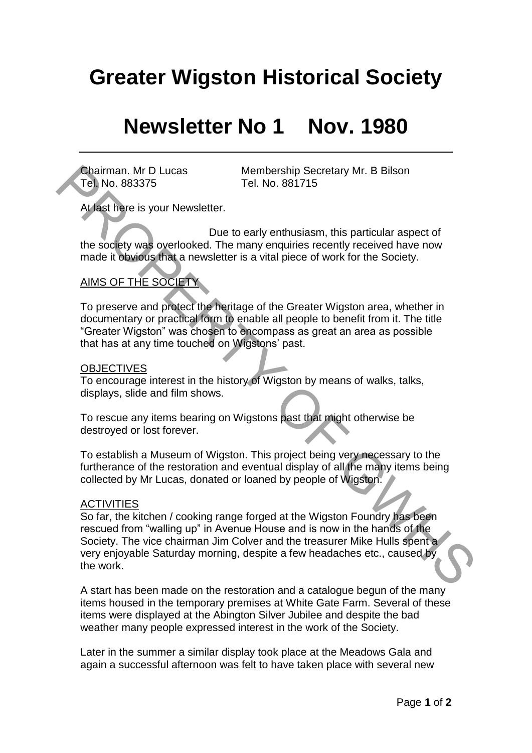# Greater Wigston Historical Society

# Newsletter No 1 Nov. 1980

Chairman. Mr D Lucas
Tel. No. 883375

Membership Secretary Mr. B Bilson
Tel. No. 881715

At last here is your Newsletter.

Due to early enthusiasm, this particular aspect of the society was overlooked. The many enquiries recently received have now made it obvious that a newsletter is a vital piece of work for the Society.

## AIMS OF THE SOCIETY

To preserve and protect the heritage of the Greater Wigston area, whether in documentary or practical form to enable all people to benefit from it. The title "Greater Wigston" was chosen to encompass as great an area as possible that has at any time touched on Wigstons' past.

## OBJECTIVES

To encourage interest in the history of Wigston by means of walks, talks, displays, slide and film shows.

To rescue any items bearing on Wigstons past that might otherwise be destroyed or lost forever.

To establish a Museum of Wigston. This project being very necessary to the furtherance of the restoration and eventual display of all the many items being collected by Mr Lucas, donated or loaned by people of Wigston.

## ACTIVITIES

So far, the kitchen / cooking range forged at the Wigston Foundry has been rescued from "walling up" in Avenue House and is now in the hands of the Society. The vice chairman Jim Colver and the treasurer Mike Hulls spent a very enjoyable Saturday morning, despite a few headaches etc., caused by the work.

A start has been made on the restoration and a catalogue begun of the many items housed in the temporary premises at White Gate Farm. Several of these items were displayed at the Abington Silver Jubilee and despite the bad weather many people expressed interest in the work of the Society.

Later in the summer a similar display took place at the Meadows Gala and again a successful afternoon was felt to have taken place with several new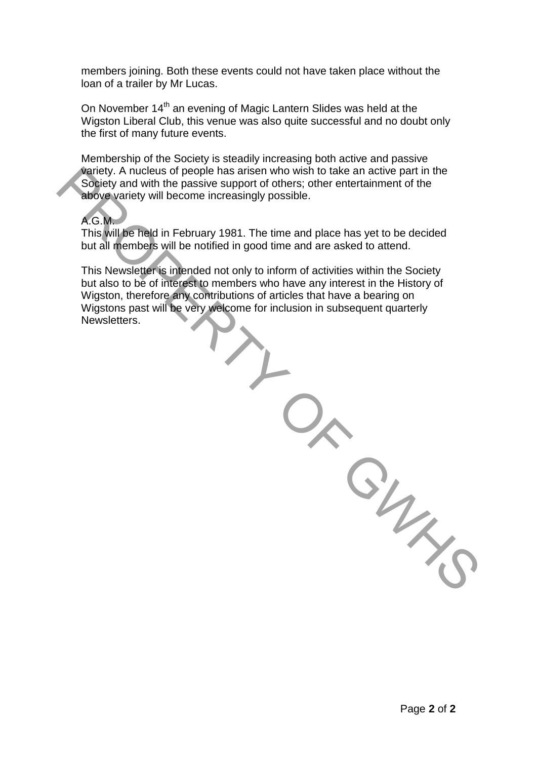members joining. Both these events could not have taken place without the loan of a trailer by Mr Lucas.

On November 14th an evening of Magic Lantern Slides was held at the Wigston Liberal Club, this venue was also quite successful and no doubt only the first of many future events.

Membership of the Society is steadily increasing both active and passive variety. A nucleus of people has arisen who wish to take an active part in the Society and with the passive support of others; other entertainment of the above variety will become increasingly possible.

A.G.M.
This will be held in February 1981. The time and place has yet to be decided but all members will be notified in good time and are asked to attend.

This Newsletter is intended not only to inform of activities within the Society but also to be of interest to members who have any interest in the History of Wigston, therefore any contributions of articles that have a bearing on Wigstons past will be very welcome for inclusion in subsequent quarterly Newsletters.